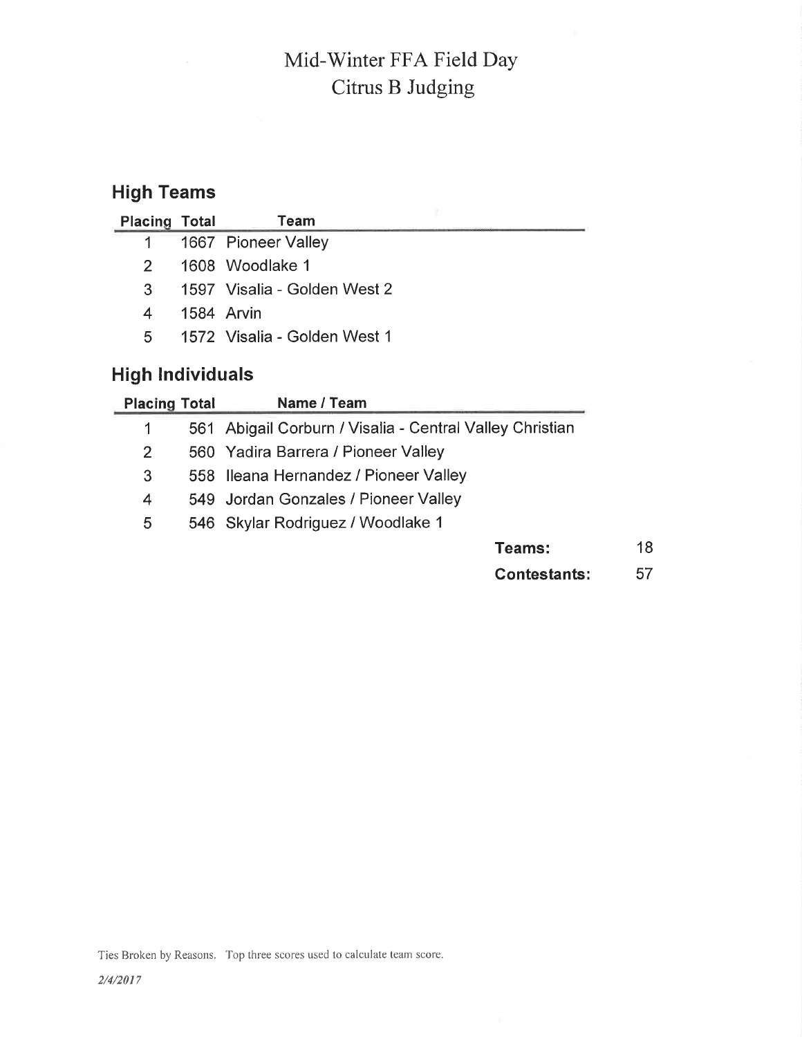# Mid-Winter FFA Field Day
# Citrus B Judging

## High Teams

| Placing | Total | Team |
|---|---|---|
| 1 | 1667 | Pioneer Valley |
| 2 | 1608 | Woodlake 1 |
| 3 | 1597 | Visalia - Golden West 2 |
| 4 | 1584 | Arvin |
| 5 | 1572 | Visalia - Golden West 1 |

## High Individuals

| Placing | Total | Name / Team |
|---|---|---|
| 1 | 561 | Abigail Corburn / Visalia - Central Valley Christian |
| 2 | 560 | Yadira Barrera / Pioneer Valley |
| 3 | 558 | Ileana Hernandez / Pioneer Valley |
| 4 | 549 | Jordan Gonzales / Pioneer Valley |
| 5 | 546 | Skylar Rodriguez / Woodlake 1 |

**Teams:** 18

**Contestants:** 57

Ties Broken by Reasons. Top three scores used to calculate team score.

*2/4/2017*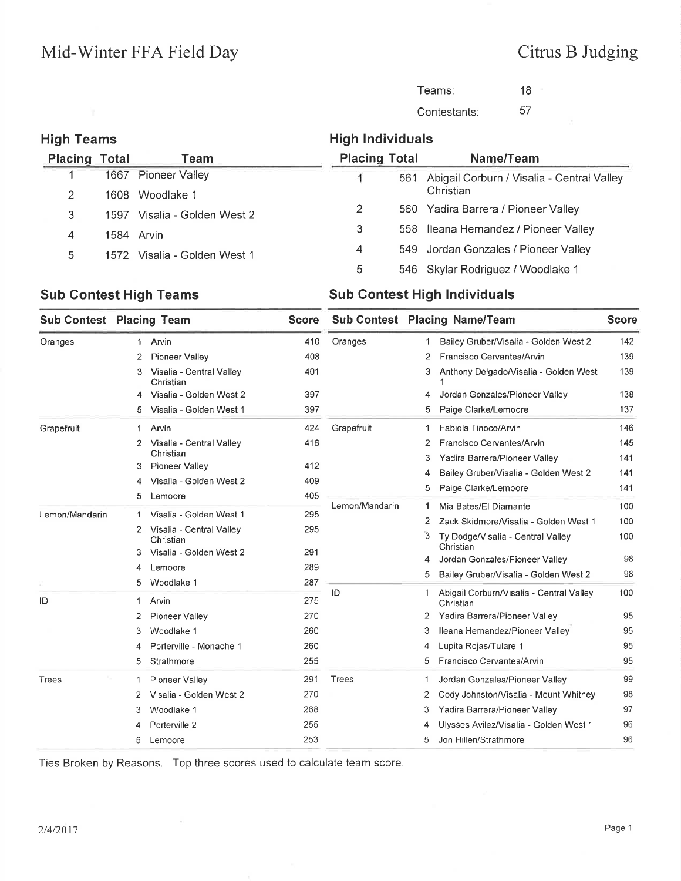# Mid-Winter FFA Field Day

# Citrus B Judging

Teams: 18

Contestants: 57

## High Teams

| Placing | Total | Team |
|---|---|---|
| 1 | 1667 | Pioneer Valley |
| 2 | 1608 | Woodlake 1 |
| 3 | 1597 | Visalia - Golden West 2 |
| 4 | 1584 | Arvin |
| 5 | 1572 | Visalia - Golden West 1 |

## High Individuals

| Placing | Total | Name/Team |
|---|---|---|
| 1 | 561 | Abigail Corburn / Visalia - Central Valley Christian |
| 2 | 560 | Yadira Barrera / Pioneer Valley |
| 3 | 558 | Ileana Hernandez / Pioneer Valley |
| 4 | 549 | Jordan Gonzales / Pioneer Valley |
| 5 | 546 | Skylar Rodriguez / Woodlake 1 |

## Sub Contest High Teams

| Sub Contest | Placing | Team | Score |
|---|---|---|---|
| Oranges | 1 | Arvin | 410 |
| | 2 | Pioneer Valley | 408 |
| | 3 | Visalia - Central Valley Christian | 401 |
| | 4 | Visalia - Golden West 2 | 397 |
| | 5 | Visalia - Golden West 1 | 397 |
| Grapefruit | 1 | Arvin | 424 |
| | 2 | Visalia - Central Valley Christian | 416 |
| | 3 | Pioneer Valley | 412 |
| | 4 | Visalia - Golden West 2 | 409 |
| | 5 | Lemoore | 405 |
| Lemon/Mandarin | 1 | Visalia - Golden West 1 | 295 |
| | 2 | Visalia - Central Valley Christian | 295 |
| | 3 | Visalia - Golden West 2 | 291 |
| | 4 | Lemoore | 289 |
| | 5 | Woodlake 1 | 287 |
| ID | 1 | Arvin | 275 |
| | 2 | Pioneer Valley | 270 |
| | 3 | Woodlake 1 | 260 |
| | 4 | Porterville - Monache 1 | 260 |
| | 5 | Strathmore | 255 |
| Trees | 1 | Pioneer Valley | 291 |
| | 2 | Visalia - Golden West 2 | 270 |
| | 3 | Woodlake 1 | 268 |
| | 4 | Porterville 2 | 255 |
| | 5 | Lemoore | 253 |

## Sub Contest High Individuals

| Sub Contest | Placing | Name/Team | Score |
|---|---|---|---|
| Oranges | 1 | Bailey Gruber/Visalia - Golden West 2 | 142 |
| | 2 | Francisco Cervantes/Arvin | 139 |
| | 3 | Anthony Delgado/Visalia - Golden West 1 | 139 |
| | 4 | Jordan Gonzales/Pioneer Valley | 138 |
| | 5 | Paige Clarke/Lemoore | 137 |
| Grapefruit | 1 | Fabiola Tinoco/Arvin | 146 |
| | 2 | Francisco Cervantes/Arvin | 145 |
| | 3 | Yadira Barrera/Pioneer Valley | 141 |
| | 4 | Bailey Gruber/Visalia - Golden West 2 | 141 |
| | 5 | Paige Clarke/Lemoore | 141 |
| Lemon/Mandarin | 1 | Mia Bates/El Diamante | 100 |
| | 2 | Zack Skidmore/Visalia - Golden West 1 | 100 |
| | 3 | Ty Dodge/Visalia - Central Valley Christian | 100 |
| | 4 | Jordan Gonzales/Pioneer Valley | 98 |
| | 5 | Bailey Gruber/Visalia - Golden West 2 | 98 |
| ID | 1 | Abigail Corburn/Visalia - Central Valley Christian | 100 |
| | 2 | Yadira Barrera/Pioneer Valley | 95 |
| | 3 | Ileana Hernandez/Pioneer Valley | 95 |
| | 4 | Lupita Rojas/Tulare 1 | 95 |
| | 5 | Francisco Cervantes/Arvin | 95 |
| Trees | 1 | Jordan Gonzales/Pioneer Valley | 99 |
| | 2 | Cody Johnston/Visalia - Mount Whitney | 98 |
| | 3 | Yadira Barrera/Pioneer Valley | 97 |
| | 4 | Ulysses Avilez/Visalia - Golden West 1 | 96 |
| | 5 | Jon Hillen/Strathmore | 96 |

Ties Broken by Reasons. Top three scores used to calculate team score.

2/4/2017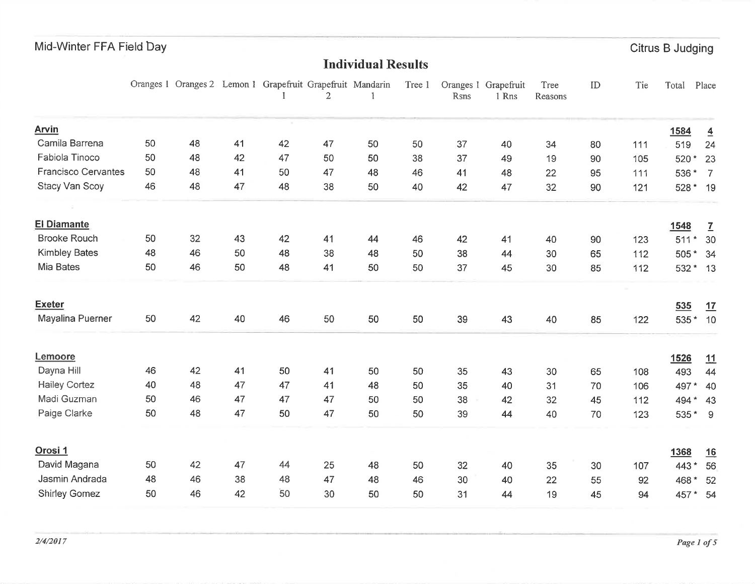Mid-Winter FFA Field Day

Citrus B Judging

# Individual Results

| | Oranges 1 | Oranges 2 | Lemon 1 | Grapefruit 1 | Grapefruit 2 | Mandarin 1 | Tree 1 | Oranges 1 Rsns | Grapefruit 1 Rns | Tree Reasons | ID | Tie | Total | Place |
|---|---|---|---|---|---|---|---|---|---|---|---|---|---|---|
| **Arvin** | | | | | | | | | | | | | **1584** | **4** |
| Camila Barrena | 50 | 48 | 41 | 42 | 47 | 50 | 50 | 37 | 40 | 34 | 80 | 111 | 519 | 24 |
| Fabiola Tinoco | 50 | 48 | 42 | 47 | 50 | 50 | 38 | 37 | 49 | 19 | 90 | 105 | 520 * | 23 |
| Francisco Cervantes | 50 | 48 | 41 | 50 | 47 | 48 | 46 | 41 | 48 | 22 | 95 | 111 | 536 * | 7 |
| Stacy Van Scoy | 46 | 48 | 47 | 48 | 38 | 50 | 40 | 42 | 47 | 32 | 90 | 121 | 528 * | 19 |
| **El Diamante** | | | | | | | | | | | | | **1548** | **7** |
| Brooke Rouch | 50 | 32 | 43 | 42 | 41 | 44 | 46 | 42 | 41 | 40 | 90 | 123 | 511 * | 30 |
| Kimbley Bates | 48 | 46 | 50 | 48 | 38 | 48 | 50 | 38 | 44 | 30 | 65 | 112 | 505 * | 34 |
| Mia Bates | 50 | 46 | 50 | 48 | 41 | 50 | 50 | 37 | 45 | 30 | 85 | 112 | 532 * | 13 |
| **Exeter** | | | | | | | | | | | | | **535** | **17** |
| Mayalina Puerner | 50 | 42 | 40 | 46 | 50 | 50 | 50 | 39 | 43 | 40 | 85 | 122 | 535 * | 10 |
| **Lemoore** | | | | | | | | | | | | | **1526** | **11** |
| Dayna Hill | 46 | 42 | 41 | 50 | 41 | 50 | 50 | 35 | 43 | 30 | 65 | 108 | 493 | 44 |
| Hailey Cortez | 40 | 48 | 47 | 47 | 41 | 48 | 50 | 35 | 40 | 31 | 70 | 106 | 497 * | 40 |
| Madi Guzman | 50 | 46 | 47 | 47 | 47 | 50 | 50 | 38 | 42 | 32 | 45 | 112 | 494 * | 43 |
| Paige Clarke | 50 | 48 | 47 | 50 | 47 | 50 | 50 | 39 | 44 | 40 | 70 | 123 | 535 * | 9 |
| **Orosi 1** | | | | | | | | | | | | | **1368** | **16** |
| David Magana | 50 | 42 | 47 | 44 | 25 | 48 | 50 | 32 | 40 | 35 | 30 | 107 | 443 * | 56 |
| Jasmin Andrada | 48 | 46 | 38 | 48 | 47 | 48 | 46 | 30 | 40 | 22 | 55 | 92 | 468 * | 52 |
| Shirley Gomez | 50 | 46 | 42 | 50 | 30 | 50 | 50 | 31 | 44 | 19 | 45 | 94 | 457 * | 54 |

*2/4/2017*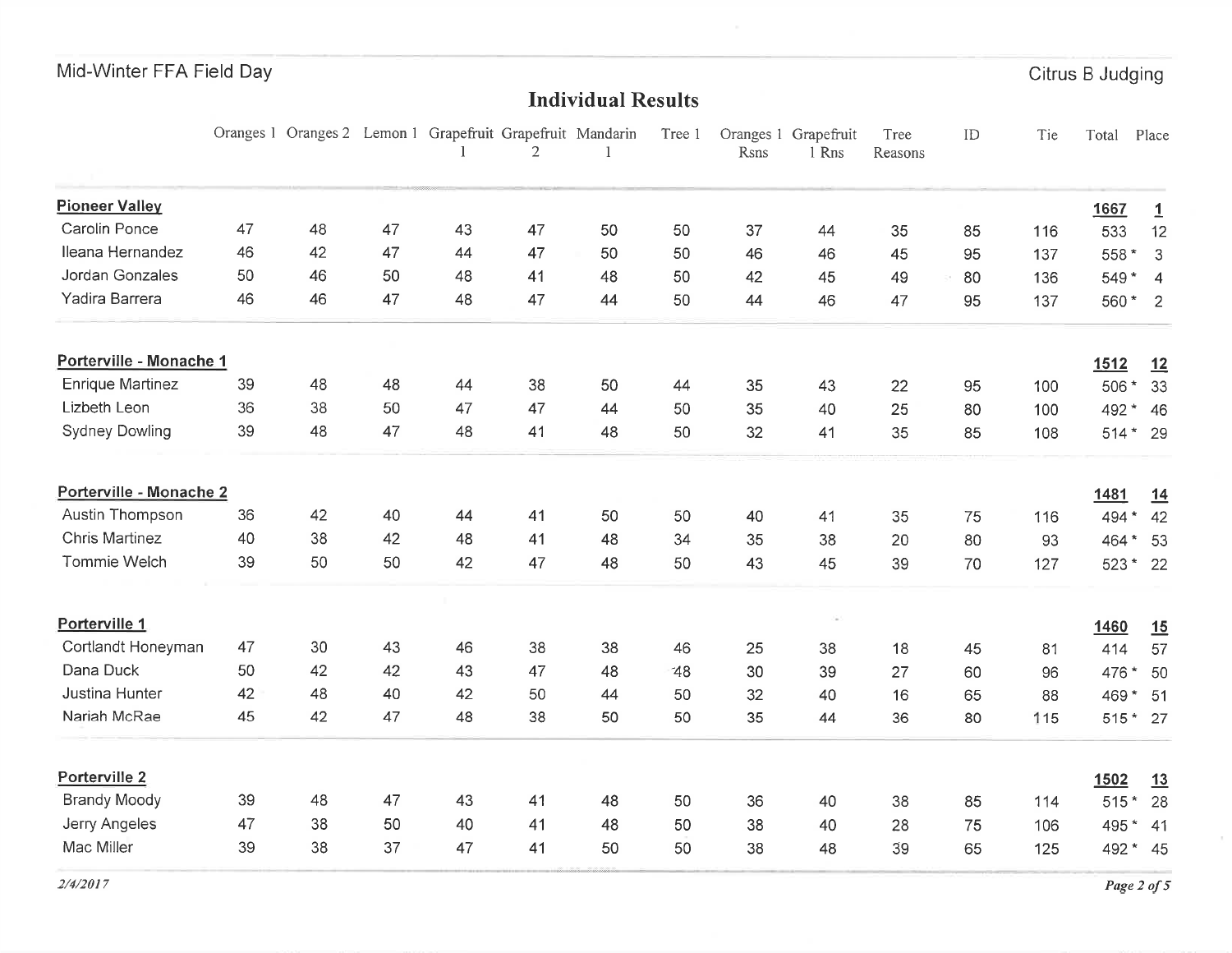Mid-Winter FFA Field Day

Citrus B Judging

## Individual Results

| | Oranges 1 | Oranges 2 | Lemon 1 | Grapefruit 1 | Grapefruit 2 | Mandarin 1 | Tree 1 | Oranges 1 Rsns | Grapefruit 1 Rns | Tree Reasons | ID | Tie | Total | Place |
|---|---|---|---|---|---|---|---|---|---|---|---|---|---|---|
| **Pioneer Valley** | | | | | | | | | | | | | **1667** | **1** |
| Carolin Ponce | 47 | 48 | 47 | 43 | 47 | 50 | 50 | 37 | 44 | 35 | 85 | 116 | 533 | 12 |
| Ileana Hernandez | 46 | 42 | 47 | 44 | 47 | 50 | 50 | 46 | 46 | 45 | 95 | 137 | 558 * | 3 |
| Jordan Gonzales | 50 | 46 | 50 | 48 | 41 | 48 | 50 | 42 | 45 | 49 | 80 | 136 | 549 * | 4 |
| Yadira Barrera | 46 | 46 | 47 | 48 | 47 | 44 | 50 | 44 | 46 | 47 | 95 | 137 | 560 * | 2 |
| **Porterville - Monache 1** | | | | | | | | | | | | | **1512** | **12** |
| Enrique Martinez | 39 | 48 | 48 | 44 | 38 | 50 | 44 | 35 | 43 | 22 | 95 | 100 | 506 * | 33 |
| Lizbeth Leon | 36 | 38 | 50 | 47 | 47 | 44 | 50 | 35 | 40 | 25 | 80 | 100 | 492 * | 46 |
| Sydney Dowling | 39 | 48 | 47 | 48 | 41 | 48 | 50 | 32 | 41 | 35 | 85 | 108 | 514 * | 29 |
| **Porterville - Monache 2** | | | | | | | | | | | | | **1481** | **14** |
| Austin Thompson | 36 | 42 | 40 | 44 | 41 | 50 | 50 | 40 | 41 | 35 | 75 | 116 | 494 * | 42 |
| Chris Martinez | 40 | 38 | 42 | 48 | 41 | 48 | 34 | 35 | 38 | 20 | 80 | 93 | 464 * | 53 |
| Tommie Welch | 39 | 50 | 50 | 42 | 47 | 48 | 50 | 43 | 45 | 39 | 70 | 127 | 523 * | 22 |
| **Porterville 1** | | | | | | | | | | | | | **1460** | **15** |
| Cortlandt Honeyman | 47 | 30 | 43 | 46 | 38 | 38 | 46 | 25 | 38 | 18 | 45 | 81 | 414 | 57 |
| Dana Duck | 50 | 42 | 42 | 43 | 47 | 48 | 48 | 30 | 39 | 27 | 60 | 96 | 476 * | 50 |
| Justina Hunter | 42 | 48 | 40 | 42 | 50 | 44 | 50 | 32 | 40 | 16 | 65 | 88 | 469 * | 51 |
| Nariah McRae | 45 | 42 | 47 | 48 | 38 | 50 | 50 | 35 | 44 | 36 | 80 | 115 | 515 * | 27 |
| **Porterville 2** | | | | | | | | | | | | | **1502** | **13** |
| Brandy Moody | 39 | 48 | 47 | 43 | 41 | 48 | 50 | 36 | 40 | 38 | 85 | 114 | 515 * | 28 |
| Jerry Angeles | 47 | 38 | 50 | 40 | 41 | 48 | 50 | 38 | 40 | 28 | 75 | 106 | 495 * | 41 |
| Mac Miller | 39 | 38 | 37 | 47 | 41 | 50 | 50 | 38 | 48 | 39 | 65 | 125 | 492 * | 45 |

*2/4/2017*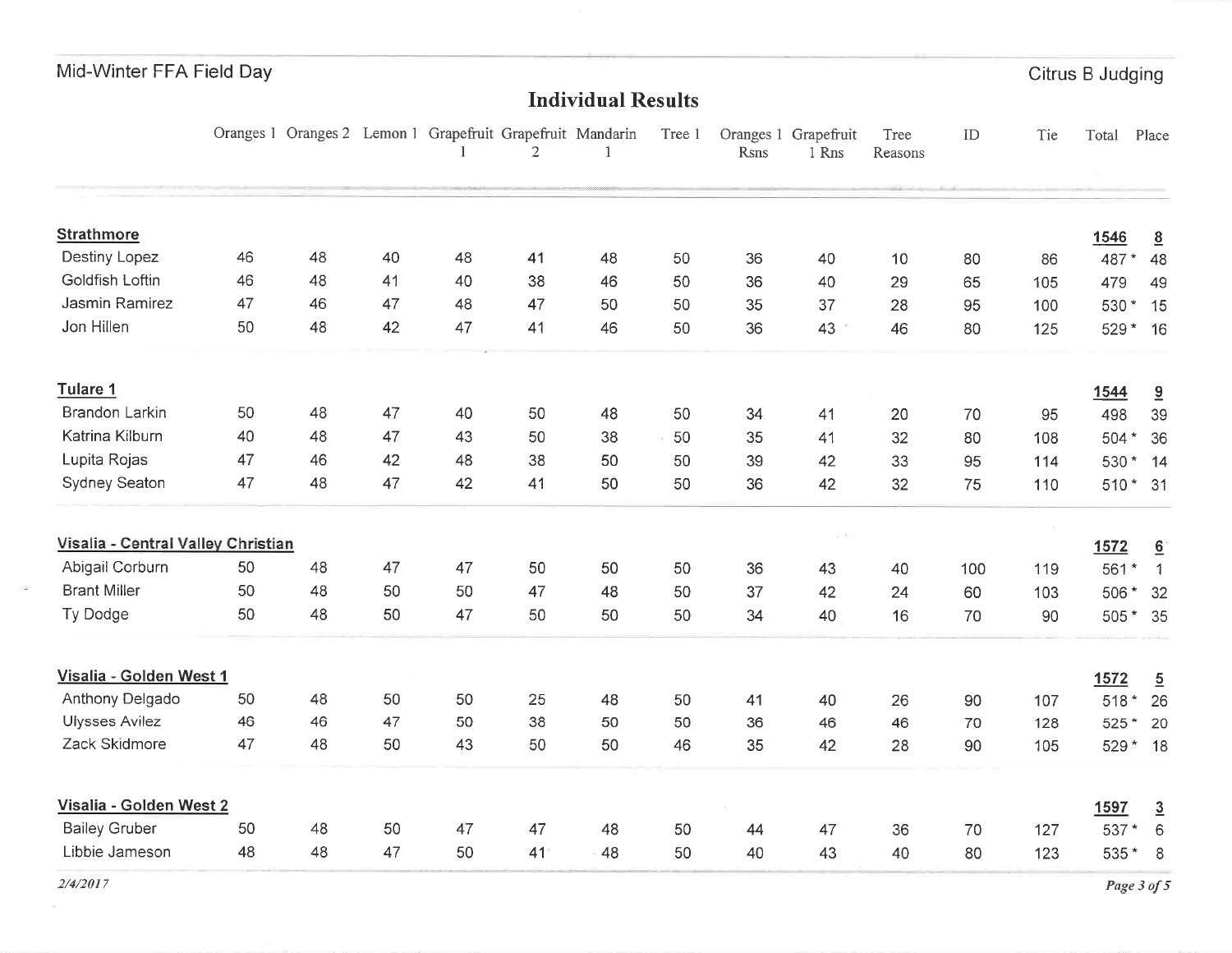Mid-Winter FFA Field Day

Citrus B Judging

## Individual Results

| | Oranges 1 | Oranges 2 | Lemon 1 | Grapefruit 1 | Grapefruit 2 | Mandarin 1 | Tree 1 | Oranges 1 Rsns | Grapefruit 1 Rns | Tree Reasons | ID | Tie | Total | Place |
|---|---|---|---|---|---|---|---|---|---|---|---|---|---|---|
| **Strathmore** | | | | | | | | | | | | | **1546** | **8** |
| Destiny Lopez | 46 | 48 | 40 | 48 | 41 | 48 | 50 | 36 | 40 | 10 | 80 | 86 | 487 * | 48 |
| Goldfish Loftin | 46 | 48 | 41 | 40 | 38 | 46 | 50 | 36 | 40 | 29 | 65 | 105 | 479 | 49 |
| Jasmin Ramirez | 47 | 46 | 47 | 48 | 47 | 50 | 50 | 35 | 37 | 28 | 95 | 100 | 530 * | 15 |
| Jon Hillen | 50 | 48 | 42 | 47 | 41 | 46 | 50 | 36 | 43 | 46 | 80 | 125 | 529 * | 16 |
| **Tulare 1** | | | | | | | | | | | | | **1544** | **9** |
| Brandon Larkin | 50 | 48 | 47 | 40 | 50 | 48 | 50 | 34 | 41 | 20 | 70 | 95 | 498 | 39 |
| Katrina Kilburn | 40 | 48 | 47 | 43 | 50 | 38 | 50 | 35 | 41 | 32 | 80 | 108 | 504 * | 36 |
| Lupita Rojas | 47 | 46 | 42 | 48 | 38 | 50 | 50 | 39 | 42 | 33 | 95 | 114 | 530 * | 14 |
| Sydney Seaton | 47 | 48 | 47 | 42 | 41 | 50 | 50 | 36 | 42 | 32 | 75 | 110 | 510 * | 31 |
| **Visalia - Central Valley Christian** | | | | | | | | | | | | | **1572** | **6** |
| Abigail Corburn | 50 | 48 | 47 | 47 | 50 | 50 | 50 | 36 | 43 | 40 | 100 | 119 | 561 * | 1 |
| Brant Miller | 50 | 48 | 50 | 50 | 47 | 48 | 50 | 37 | 42 | 24 | 60 | 103 | 506 * | 32 |
| Ty Dodge | 50 | 48 | 50 | 47 | 50 | 50 | 50 | 34 | 40 | 16 | 70 | 90 | 505 * | 35 |
| **Visalia - Golden West 1** | | | | | | | | | | | | | **1572** | **5** |
| Anthony Delgado | 50 | 48 | 50 | 50 | 25 | 48 | 50 | 41 | 40 | 26 | 90 | 107 | 518 * | 26 |
| Ulysses Avilez | 46 | 46 | 47 | 50 | 38 | 50 | 50 | 36 | 46 | 46 | 70 | 128 | 525 * | 20 |
| Zack Skidmore | 47 | 48 | 50 | 43 | 50 | 50 | 46 | 35 | 42 | 28 | 90 | 105 | 529 * | 18 |
| **Visalia - Golden West 2** | | | | | | | | | | | | | **1597** | **3** |
| Bailey Gruber | 50 | 48 | 50 | 47 | 47 | 48 | 50 | 44 | 47 | 36 | 70 | 127 | 537 * | 6 |
| Libbie Jameson | 48 | 48 | 47 | 50 | 41 | 48 | 50 | 40 | 43 | 40 | 80 | 123 | 535 * | 8 |

*2/4/2017*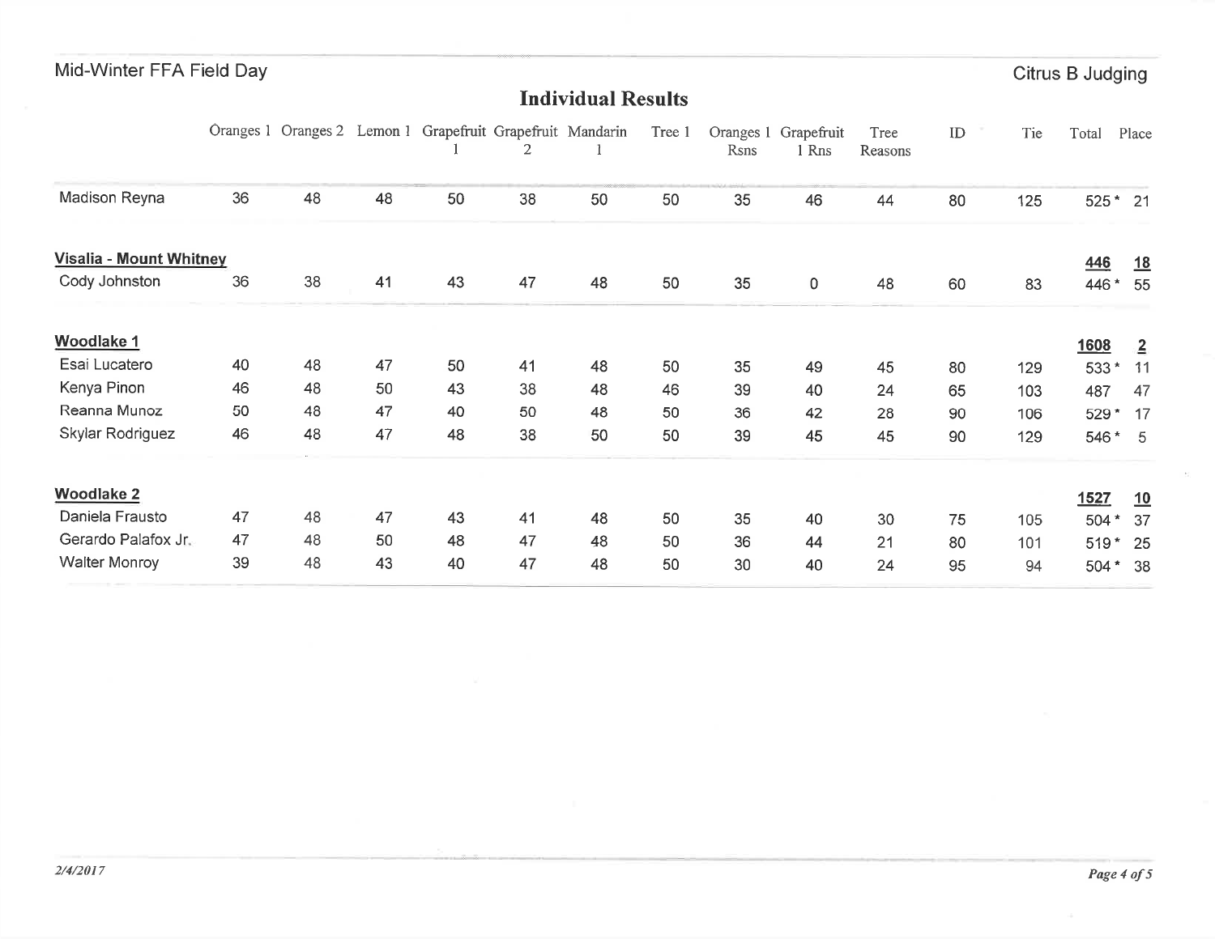Mid-Winter FFA Field Day

Citrus B Judging

## Individual Results

| | Oranges 1 | Oranges 2 | Lemon 1 | Grapefruit 1 | Grapefruit 2 | Mandarin 1 | Tree 1 | Oranges 1 Rsns | Grapefruit 1 Rns | Tree Reasons | ID | Tie | Total | Place |
|---|---|---|---|---|---|---|---|---|---|---|---|---|---|---|
| Madison Reyna | 36 | 48 | 48 | 50 | 38 | 50 | 50 | 35 | 46 | 44 | 80 | 125 | 525 * | 21 |
| **Visalia - Mount Whitney** | | | | | | | | | | | | | **446** | **18** |
| Cody Johnston | 36 | 38 | 41 | 43 | 47 | 48 | 50 | 35 | 0 | 48 | 60 | 83 | 446 * | 55 |
| **Woodlake 1** | | | | | | | | | | | | | **1608** | **2** |
| Esai Lucatero | 40 | 48 | 47 | 50 | 41 | 48 | 50 | 35 | 49 | 45 | 80 | 129 | 533 * | 11 |
| Kenya Pinon | 46 | 48 | 50 | 43 | 38 | 48 | 46 | 39 | 40 | 24 | 65 | 103 | 487 | 47 |
| Reanna Munoz | 50 | 48 | 47 | 40 | 50 | 48 | 50 | 36 | 42 | 28 | 90 | 106 | 529 * | 17 |
| Skylar Rodriguez | 46 | 48 | 47 | 48 | 38 | 50 | 50 | 39 | 45 | 45 | 90 | 129 | 546 * | 5 |
| **Woodlake 2** | | | | | | | | | | | | | **1527** | **10** |
| Daniela Frausto | 47 | 48 | 47 | 43 | 41 | 48 | 50 | 35 | 40 | 30 | 75 | 105 | 504 * | 37 |
| Gerardo Palafox Jr. | 47 | 48 | 50 | 48 | 47 | 48 | 50 | 36 | 44 | 21 | 80 | 101 | 519 * | 25 |
| Walter Monroy | 39 | 48 | 43 | 40 | 47 | 48 | 50 | 30 | 40 | 24 | 95 | 94 | 504 * | 38 |

*2/4/2017*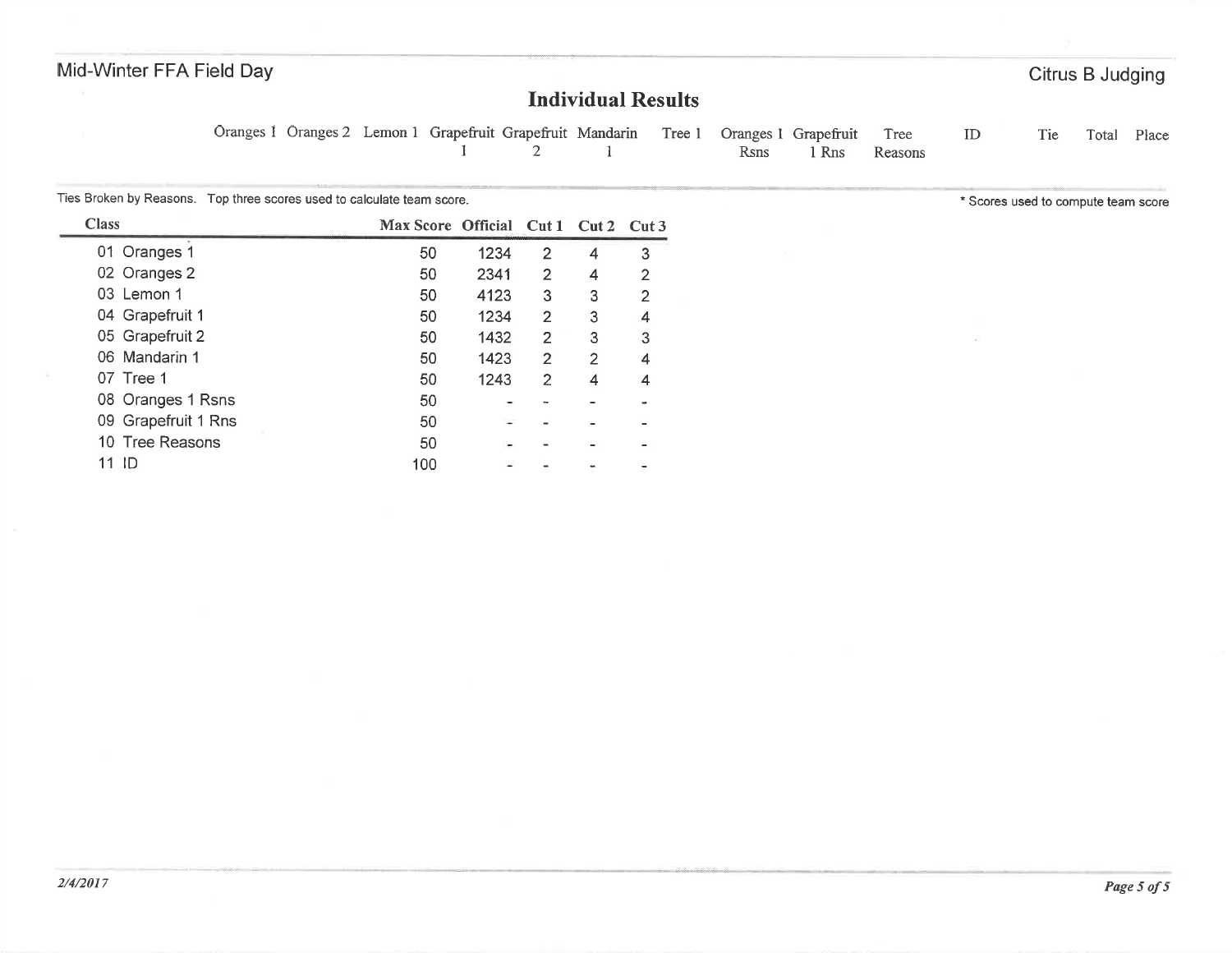Mid-Winter FFA Field Day

Citrus B Judging

## Individual Results

| Oranges 1 | Oranges 2 | Lemon 1 | Grapefruit 1 | Grapefruit 2 | Mandarin 1 | Tree 1 | Oranges 1 Rsns | Grapefruit 1 Rns | Tree Reasons | ID | Tie | Total | Place |
|---|---|---|---|---|---|---|---|---|---|---|---|---|---|

Ties Broken by Reasons. Top three scores used to calculate team score.

* Scores used to compute team score

| Class | Max Score | Official | Cut 1 | Cut 2 | Cut 3 |
|---|---|---|---|---|---|
| 01 Oranges 1 | 50 | 1234 | 2 | 4 | 3 |
| 02 Oranges 2 | 50 | 2341 | 2 | 4 | 2 |
| 03 Lemon 1 | 50 | 4123 | 3 | 3 | 2 |
| 04 Grapefruit 1 | 50 | 1234 | 2 | 3 | 4 |
| 05 Grapefruit 2 | 50 | 1432 | 2 | 3 | 3 |
| 06 Mandarin 1 | 50 | 1423 | 2 | 2 | 4 |
| 07 Tree 1 | 50 | 1243 | 2 | 4 | 4 |
| 08 Oranges 1 Rsns | 50 | - | - | - | - |
| 09 Grapefruit 1 Rns | 50 | - | - | - | - |
| 10 Tree Reasons | 50 | - | - | - | - |
| 11 ID | 100 | - | - | - | - |

*2/4/2017*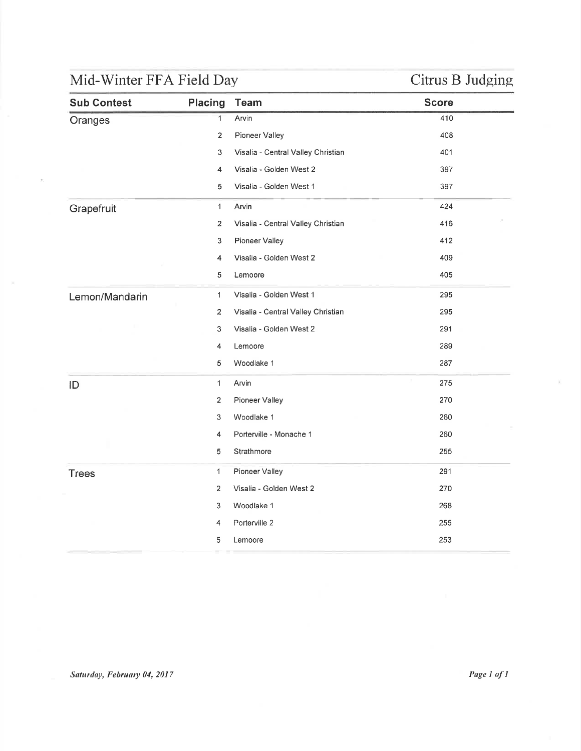# Mid-Winter FFA Field Day

## Citrus B Judging

| Sub Contest | Placing | Team | Score |
| --- | --- | --- | --- |
| Oranges | 1 | Arvin | 410 |
| | 2 | Pioneer Valley | 408 |
| | 3 | Visalia - Central Valley Christian | 401 |
| | 4 | Visalia - Golden West 2 | 397 |
| | 5 | Visalia - Golden West 1 | 397 |
| Grapefruit | 1 | Arvin | 424 |
| | 2 | Visalia - Central Valley Christian | 416 |
| | 3 | Pioneer Valley | 412 |
| | 4 | Visalia - Golden West 2 | 409 |
| | 5 | Lemoore | 405 |
| Lemon/Mandarin | 1 | Visalia - Golden West 1 | 295 |
| | 2 | Visalia - Central Valley Christian | 295 |
| | 3 | Visalia - Golden West 2 | 291 |
| | 4 | Lemoore | 289 |
| | 5 | Woodlake 1 | 287 |
| ID | 1 | Arvin | 275 |
| | 2 | Pioneer Valley | 270 |
| | 3 | Woodlake 1 | 260 |
| | 4 | Porterville - Monache 1 | 260 |
| | 5 | Strathmore | 255 |
| Trees | 1 | Pioneer Valley | 291 |
| | 2 | Visalia - Golden West 2 | 270 |
| | 3 | Woodlake 1 | 268 |
| | 4 | Porterville 2 | 255 |
| | 5 | Lemoore | 253 |

*Saturday, February 04, 2017*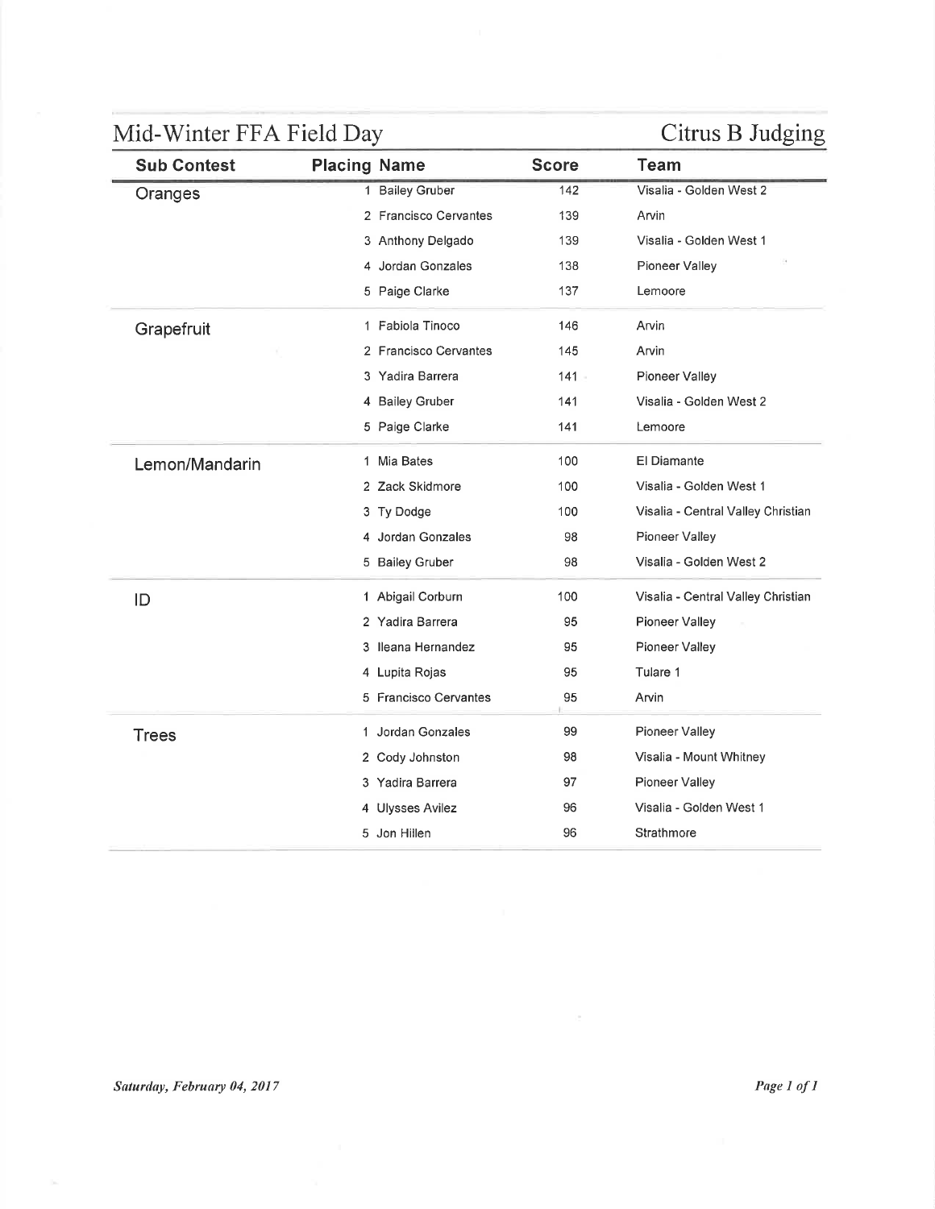# Mid-Winter FFA Field Day

## Citrus B Judging

| Sub Contest | Placing | Name | Score | Team |
|---|---|---|---|---|
| Oranges | 1 | Bailey Gruber | 142 | Visalia - Golden West 2 |
| | 2 | Francisco Cervantes | 139 | Arvin |
| | 3 | Anthony Delgado | 139 | Visalia - Golden West 1 |
| | 4 | Jordan Gonzales | 138 | Pioneer Valley |
| | 5 | Paige Clarke | 137 | Lemoore |
| Grapefruit | 1 | Fabiola Tinoco | 146 | Arvin |
| | 2 | Francisco Cervantes | 145 | Arvin |
| | 3 | Yadira Barrera | 141 | Pioneer Valley |
| | 4 | Bailey Gruber | 141 | Visalia - Golden West 2 |
| | 5 | Paige Clarke | 141 | Lemoore |
| Lemon/Mandarin | 1 | Mia Bates | 100 | El Diamante |
| | 2 | Zack Skidmore | 100 | Visalia - Golden West 1 |
| | 3 | Ty Dodge | 100 | Visalia - Central Valley Christian |
| | 4 | Jordan Gonzales | 98 | Pioneer Valley |
| | 5 | Bailey Gruber | 98 | Visalia - Golden West 2 |
| ID | 1 | Abigail Corburn | 100 | Visalia - Central Valley Christian |
| | 2 | Yadira Barrera | 95 | Pioneer Valley |
| | 3 | Ileana Hernandez | 95 | Pioneer Valley |
| | 4 | Lupita Rojas | 95 | Tulare 1 |
| | 5 | Francisco Cervantes | 95 | Arvin |
| Trees | 1 | Jordan Gonzales | 99 | Pioneer Valley |
| | 2 | Cody Johnston | 98 | Visalia - Mount Whitney |
| | 3 | Yadira Barrera | 97 | Pioneer Valley |
| | 4 | Ulysses Avilez | 96 | Visalia - Golden West 1 |
| | 5 | Jon Hillen | 96 | Strathmore |

*Saturday, February 04, 2017*